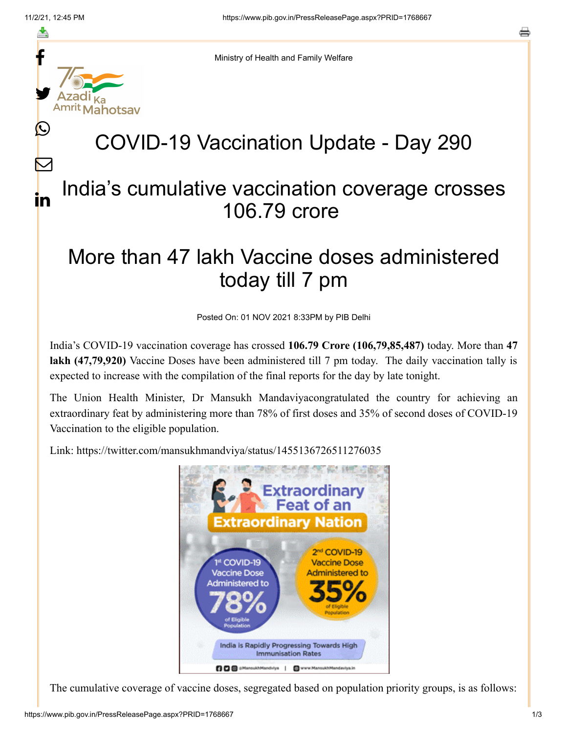Ministry of Health and Family Welfare

# COVID-19 Vaccination Update - Day 290

## India's cumulative vaccination coverage crosses 106.79 crore

## More than 47 lakh Vaccine doses administered today till 7 pm

Posted On: 01 NOV 2021 8:33PM by PIB Delhi

India's COVID-19 vaccination coverage has crossed **106.79 Crore (106,79,85,487)** today. More than **47 lakh (47,79,920)** Vaccine Doses have been administered till 7 pm today. The daily vaccination tally is expected to increase with the compilation of the final reports for the day by late tonight.

The Union Health Minister, Dr Mansukh Mandaviyacongratulated the country for achieving an extraordinary feat by administering more than 78% of first doses and 35% of second doses of COVID-19 Vaccination to the eligible population.

Link: https://twitter.com/mansukhmandviya/status/1455136726511276035

The cumulative coverage of vaccine doses, segregated based on population priority groups, is as follows: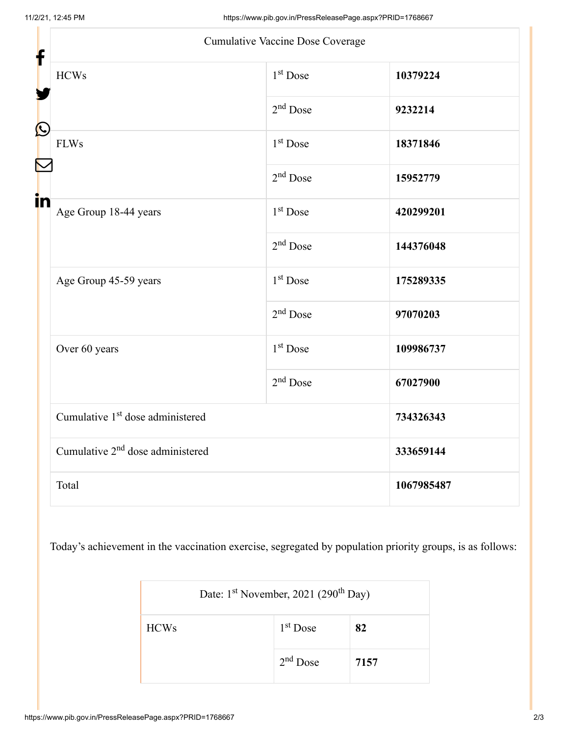| Cumulative Vaccine Dose Coverage | | |
|---|---|---|
| HCWs | 1st Dose | **10379224** |
| | 2nd Dose | **9232214** |
| FLWs | 1st Dose | **18371846** |
| | 2nd Dose | **15952779** |
| Age Group 18-44 years | 1st Dose | **420299201** |
| | 2nd Dose | **144376048** |
| Age Group 45-59 years | 1st Dose | **175289335** |
| | 2nd Dose | **97070203** |
| Over 60 years | 1st Dose | **109986737** |
| | 2nd Dose | **67027900** |
| Cumulative 1st dose administered | | **734326343** |
| Cumulative 2nd dose administered | | **333659144** |
| Total | | **1067985487** |

Today's achievement in the vaccination exercise, segregated by population priority groups, is as follows:

| Date: 1st November, 2021 (290th Day) | | |
|---|---|---|
| HCWs | 1st Dose | **82** |
| | 2nd Dose | **7157** |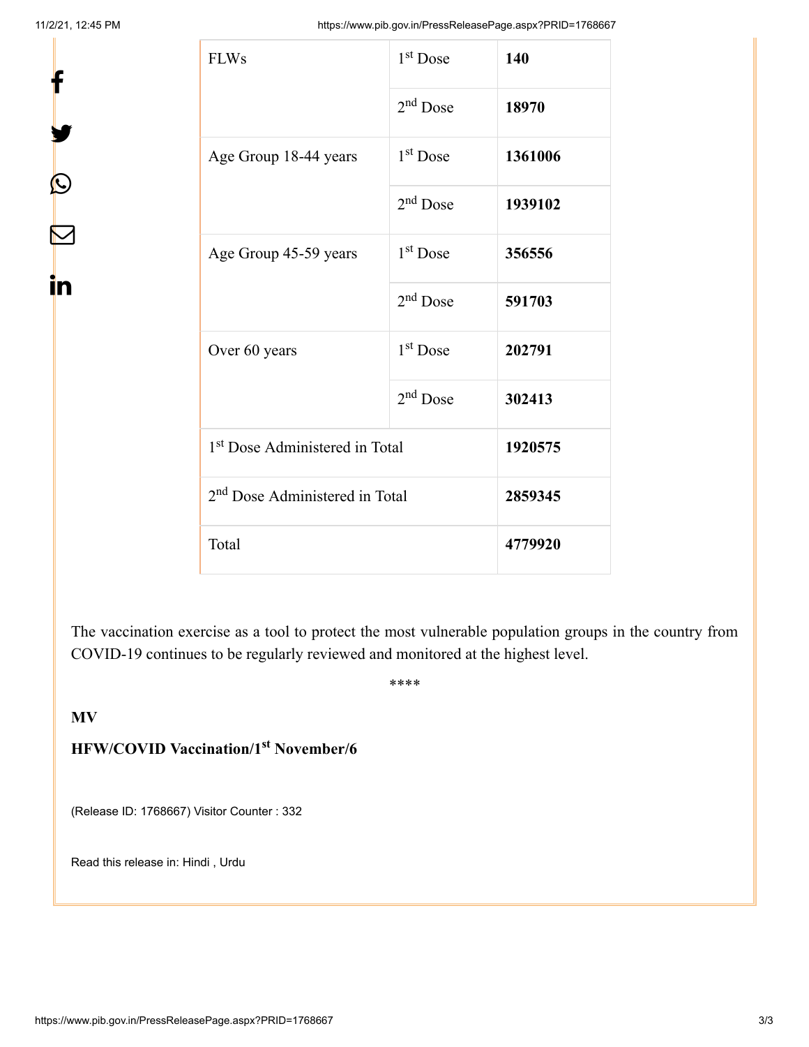| | | |
|---|---|---|
| FLWs | 1st Dose | **140** |
| | 2nd Dose | **18970** |
| Age Group 18-44 years | 1st Dose | **1361006** |
| | 2nd Dose | **1939102** |
| Age Group 45-59 years | 1st Dose | **356556** |
| | 2nd Dose | **591703** |
| Over 60 years | 1st Dose | **202791** |
| | 2nd Dose | **302413** |
| 1st Dose Administered in Total | | **1920575** |
| 2nd Dose Administered in Total | | **2859345** |
| Total | | **4779920** |

The vaccination exercise as a tool to protect the most vulnerable population groups in the country from COVID-19 continues to be regularly reviewed and monitored at the highest level.

****

**MV**

**HFW/COVID Vaccination/1st November/6**

(Release ID: 1768667) Visitor Counter : 332

Read this release in: Hindi , Urdu